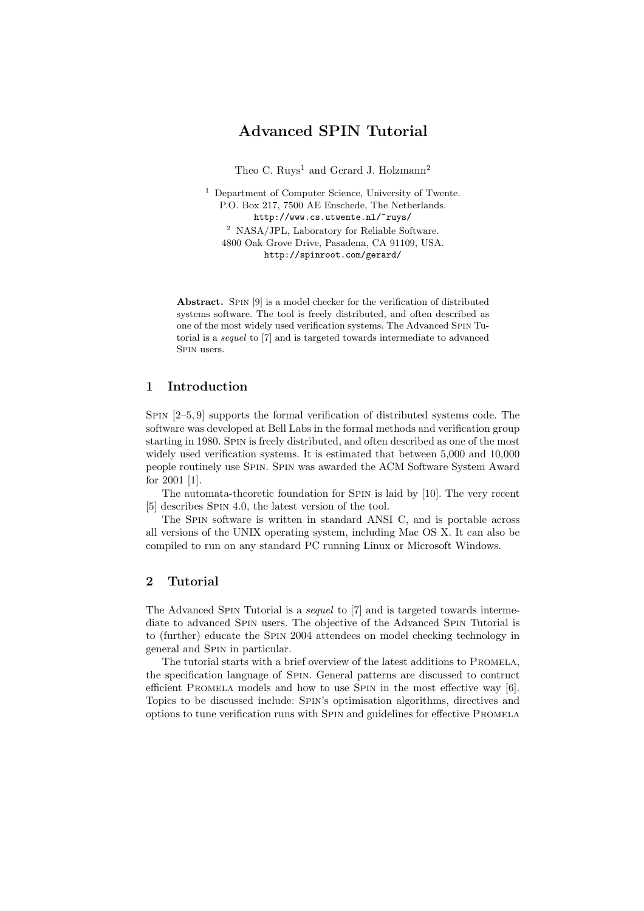# Advanced SPIN Tutorial

Theo C. Ruys[1] and Gerard J. Holzmann[2]

[1] Department of Computer Science, University of Twente.
P.O. Box 217, 7500 AE Enschede, The Netherlands.
http://www.cs.utwente.nl/~ruys/

[2] NASA/JPL, Laboratory for Reliable Software.
4800 Oak Grove Drive, Pasadena, CA 91109, USA.
http://spinroot.com/gerard/

**Abstract.** Spin [9] is a model checker for the verification of distributed systems software. The tool is freely distributed, and often described as one of the most widely used verification systems. The Advanced Spin Tutorial is a *sequel* to [7] and is targeted towards intermediate to advanced Spin users.

## 1 Introduction

Spin [2–5, 9] supports the formal verification of distributed systems code. The software was developed at Bell Labs in the formal methods and verification group starting in 1980. Spin is freely distributed, and often described as one of the most widely used verification systems. It is estimated that between 5,000 and 10,000 people routinely use Spin. Spin was awarded the ACM Software System Award for 2001 [1].

The automata-theoretic foundation for Spin is laid by [10]. The very recent [5] describes Spin 4.0, the latest version of the tool.

The Spin software is written in standard ANSI C, and is portable across all versions of the UNIX operating system, including Mac OS X. It can also be compiled to run on any standard PC running Linux or Microsoft Windows.

## 2 Tutorial

The Advanced Spin Tutorial is a *sequel* to [7] and is targeted towards intermediate to advanced Spin users. The objective of the Advanced Spin Tutorial is to (further) educate the Spin 2004 attendees on model checking technology in general and Spin in particular.

The tutorial starts with a brief overview of the latest additions to Promela, the specification language of Spin. General patterns are discussed to contruct efficient Promela models and how to use Spin in the most effective way [6]. Topics to be discussed include: Spin's optimisation algorithms, directives and options to tune verification runs with Spin and guidelines for effective Promela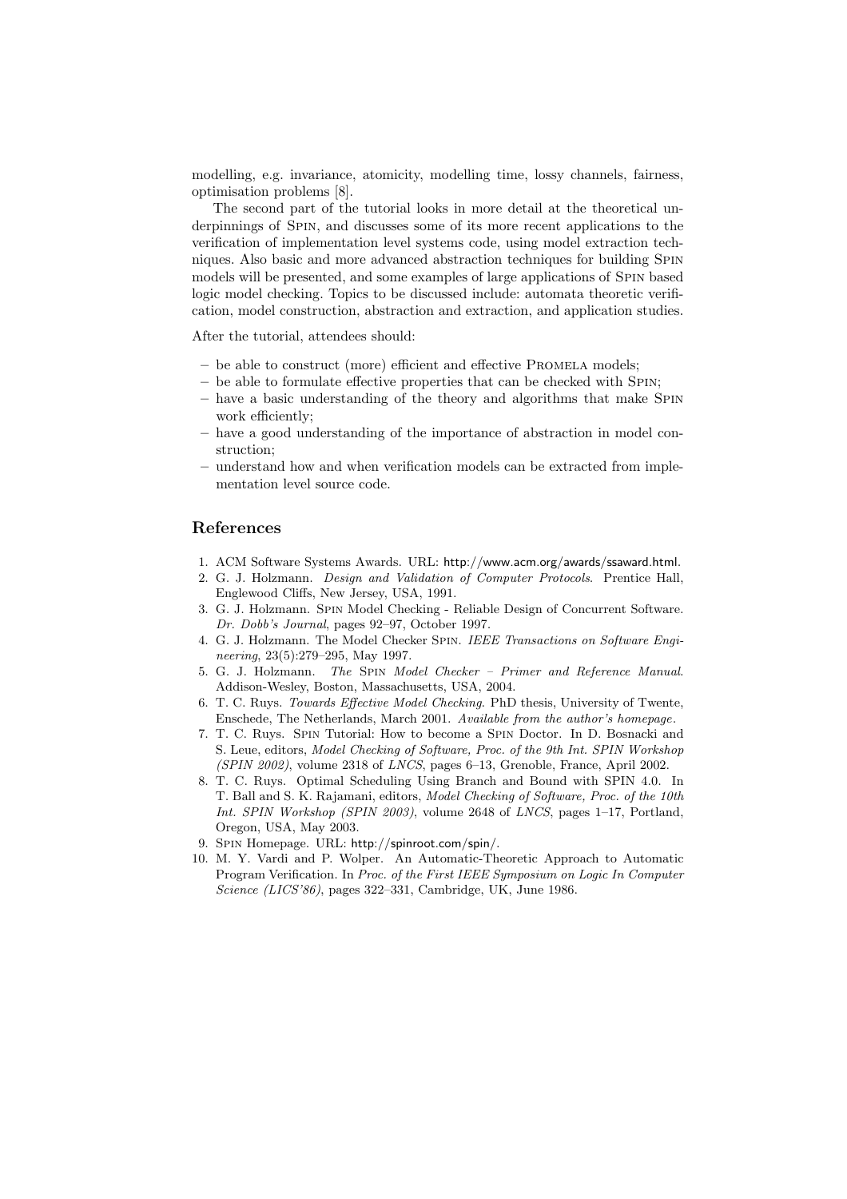modelling, e.g. invariance, atomicity, modelling time, lossy channels, fairness, optimisation problems [8].

The second part of the tutorial looks in more detail at the theoretical underpinnings of Spin, and discusses some of its more recent applications to the verification of implementation level systems code, using model extraction techniques. Also basic and more advanced abstraction techniques for building Spin models will be presented, and some examples of large applications of Spin based logic model checking. Topics to be discussed include: automata theoretic verification, model construction, abstraction and extraction, and application studies.

After the tutorial, attendees should:

- be able to construct (more) efficient and effective Promela models;
- be able to formulate effective properties that can be checked with Spin;
- have a basic understanding of the theory and algorithms that make Spin work efficiently;
- have a good understanding of the importance of abstraction in model construction;
- understand how and when verification models can be extracted from implementation level source code.

## References

1. ACM Software Systems Awards. URL: http://www.acm.org/awards/ssaward.html.
2. G. J. Holzmann. *Design and Validation of Computer Protocols*. Prentice Hall, Englewood Cliffs, New Jersey, USA, 1991.
3. G. J. Holzmann. Spin Model Checking - Reliable Design of Concurrent Software. *Dr. Dobb's Journal*, pages 92–97, October 1997.
4. G. J. Holzmann. The Model Checker Spin. *IEEE Transactions on Software Engineering*, 23(5):279–295, May 1997.
5. G. J. Holzmann. *The Spin Model Checker – Primer and Reference Manual*. Addison-Wesley, Boston, Massachusetts, USA, 2004.
6. T. C. Ruys. *Towards Effective Model Checking*. PhD thesis, University of Twente, Enschede, The Netherlands, March 2001. *Available from the author's homepage*.
7. T. C. Ruys. Spin Tutorial: How to become a Spin Doctor. In D. Bosnacki and S. Leue, editors, *Model Checking of Software, Proc. of the 9th Int. SPIN Workshop (SPIN 2002)*, volume 2318 of *LNCS*, pages 6–13, Grenoble, France, April 2002.
8. T. C. Ruys. Optimal Scheduling Using Branch and Bound with SPIN 4.0. In T. Ball and S. K. Rajamani, editors, *Model Checking of Software, Proc. of the 10th Int. SPIN Workshop (SPIN 2003)*, volume 2648 of *LNCS*, pages 1–17, Portland, Oregon, USA, May 2003.
9. Spin Homepage. URL: http://spinroot.com/spin/.
10. M. Y. Vardi and P. Wolper. An Automatic-Theoretic Approach to Automatic Program Verification. In *Proc. of the First IEEE Symposium on Logic In Computer Science (LICS'86)*, pages 322–331, Cambridge, UK, June 1986.